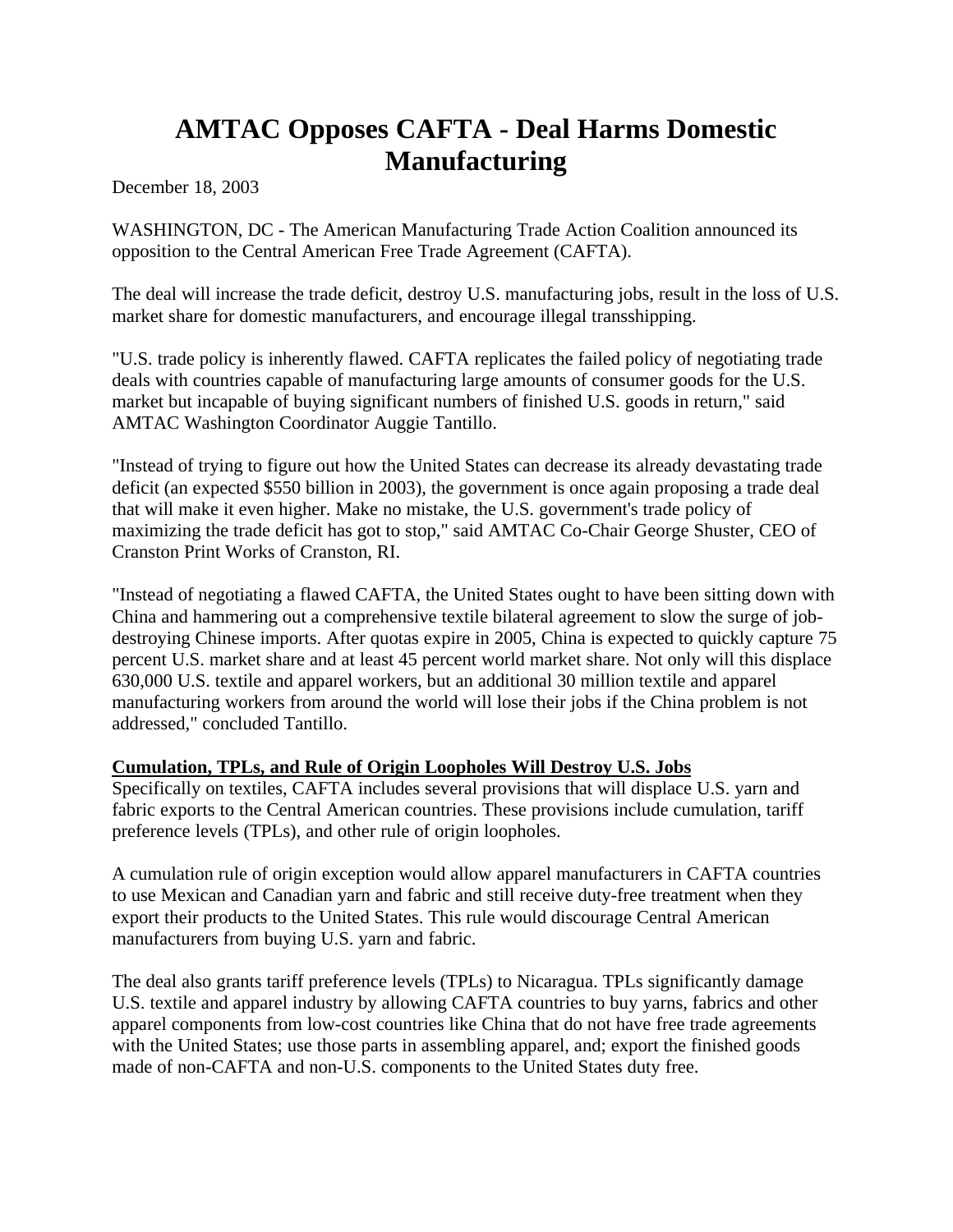# AMTAC Opposes CAFTA - Deal Harms Domestic Manufacturing

December 18, 2003

WASHINGTON, DC - The American Manufacturing Trade Action Coalition announced its opposition to the Central American Free Trade Agreement (CAFTA).

The deal will increase the trade deficit, destroy U.S. manufacturing jobs, result in the loss of U.S. market share for domestic manufacturers, and encourage illegal transshipping.

"U.S. trade policy is inherently flawed. CAFTA replicates the failed policy of negotiating trade deals with countries capable of manufacturing large amounts of consumer goods for the U.S. market but incapable of buying significant numbers of finished U.S. goods in return," said AMTAC Washington Coordinator Auggie Tantillo.

"Instead of trying to figure out how the United States can decrease its already devastating trade deficit (an expected $550 billion in 2003), the government is once again proposing a trade deal that will make it even higher. Make no mistake, the U.S. government's trade policy of maximizing the trade deficit has got to stop," said AMTAC Co-Chair George Shuster, CEO of Cranston Print Works of Cranston, RI.

"Instead of negotiating a flawed CAFTA, the United States ought to have been sitting down with China and hammering out a comprehensive textile bilateral agreement to slow the surge of job-destroying Chinese imports. After quotas expire in 2005, China is expected to quickly capture 75 percent U.S. market share and at least 45 percent world market share. Not only will this displace 630,000 U.S. textile and apparel workers, but an additional 30 million textile and apparel manufacturing workers from around the world will lose their jobs if the China problem is not addressed," concluded Tantillo.

**Cumulation, TPLs, and Rule of Origin Loopholes Will Destroy U.S. Jobs**

Specifically on textiles, CAFTA includes several provisions that will displace U.S. yarn and fabric exports to the Central American countries. These provisions include cumulation, tariff preference levels (TPLs), and other rule of origin loopholes.

A cumulation rule of origin exception would allow apparel manufacturers in CAFTA countries to use Mexican and Canadian yarn and fabric and still receive duty-free treatment when they export their products to the United States. This rule would discourage Central American manufacturers from buying U.S. yarn and fabric.

The deal also grants tariff preference levels (TPLs) to Nicaragua. TPLs significantly damage U.S. textile and apparel industry by allowing CAFTA countries to buy yarns, fabrics and other apparel components from low-cost countries like China that do not have free trade agreements with the United States; use those parts in assembling apparel, and; export the finished goods made of non-CAFTA and non-U.S. components to the United States duty free.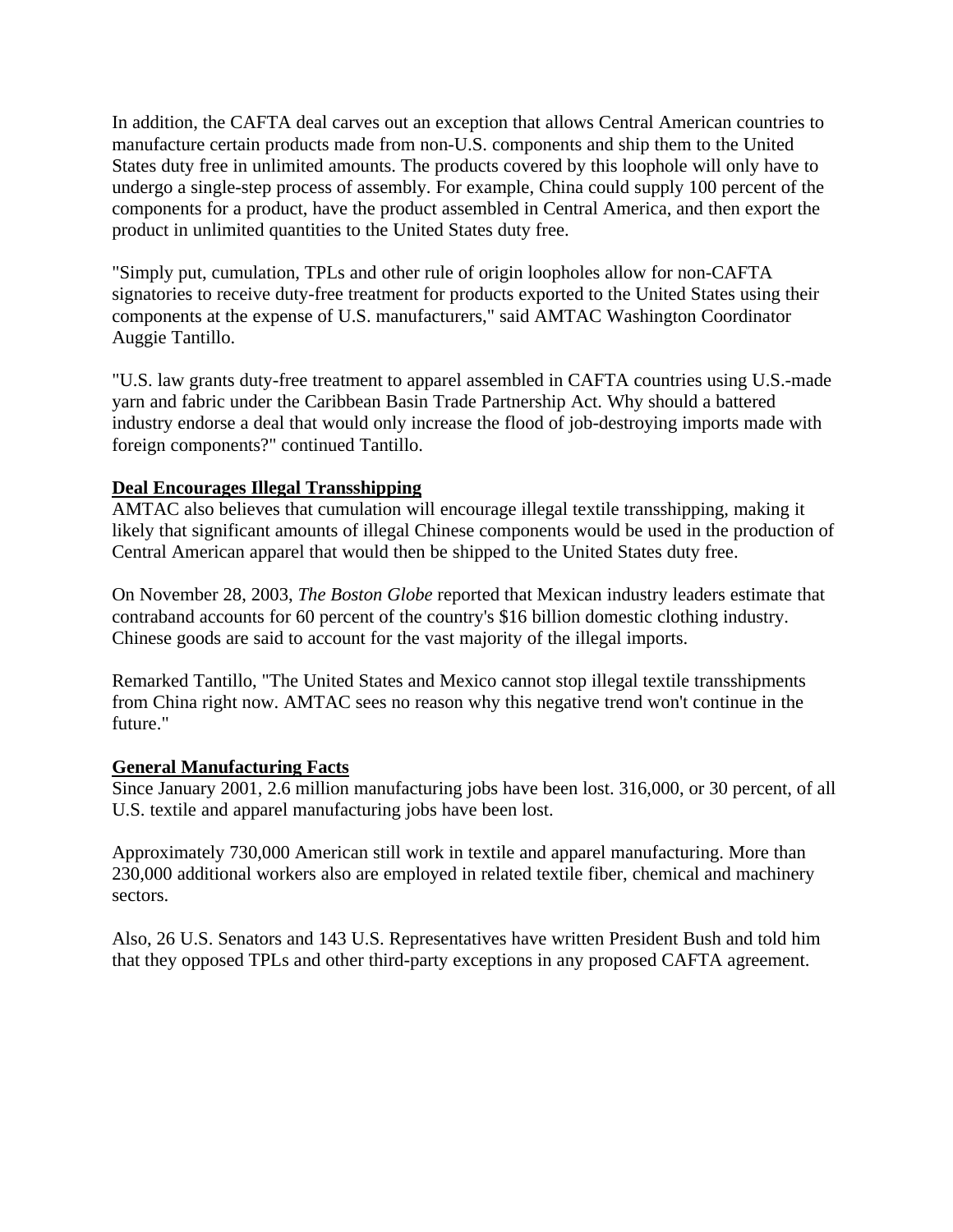In addition, the CAFTA deal carves out an exception that allows Central American countries to manufacture certain products made from non-U.S. components and ship them to the United States duty free in unlimited amounts. The products covered by this loophole will only have to undergo a single-step process of assembly. For example, China could supply 100 percent of the components for a product, have the product assembled in Central America, and then export the product in unlimited quantities to the United States duty free.

"Simply put, cumulation, TPLs and other rule of origin loopholes allow for non-CAFTA signatories to receive duty-free treatment for products exported to the United States using their components at the expense of U.S. manufacturers," said AMTAC Washington Coordinator Auggie Tantillo.

"U.S. law grants duty-free treatment to apparel assembled in CAFTA countries using U.S.-made yarn and fabric under the Caribbean Basin Trade Partnership Act. Why should a battered industry endorse a deal that would only increase the flood of job-destroying imports made with foreign components?" continued Tantillo.

**Deal Encourages Illegal Transshipping**

AMTAC also believes that cumulation will encourage illegal textile transshipping, making it likely that significant amounts of illegal Chinese components would be used in the production of Central American apparel that would then be shipped to the United States duty free.

On November 28, 2003, *The Boston Globe* reported that Mexican industry leaders estimate that contraband accounts for 60 percent of the country's $16 billion domestic clothing industry. Chinese goods are said to account for the vast majority of the illegal imports.

Remarked Tantillo, "The United States and Mexico cannot stop illegal textile transshipments from China right now. AMTAC sees no reason why this negative trend won't continue in the future."

**General Manufacturing Facts**

Since January 2001, 2.6 million manufacturing jobs have been lost. 316,000, or 30 percent, of all U.S. textile and apparel manufacturing jobs have been lost.

Approximately 730,000 American still work in textile and apparel manufacturing. More than 230,000 additional workers also are employed in related textile fiber, chemical and machinery sectors.

Also, 26 U.S. Senators and 143 U.S. Representatives have written President Bush and told him that they opposed TPLs and other third-party exceptions in any proposed CAFTA agreement.